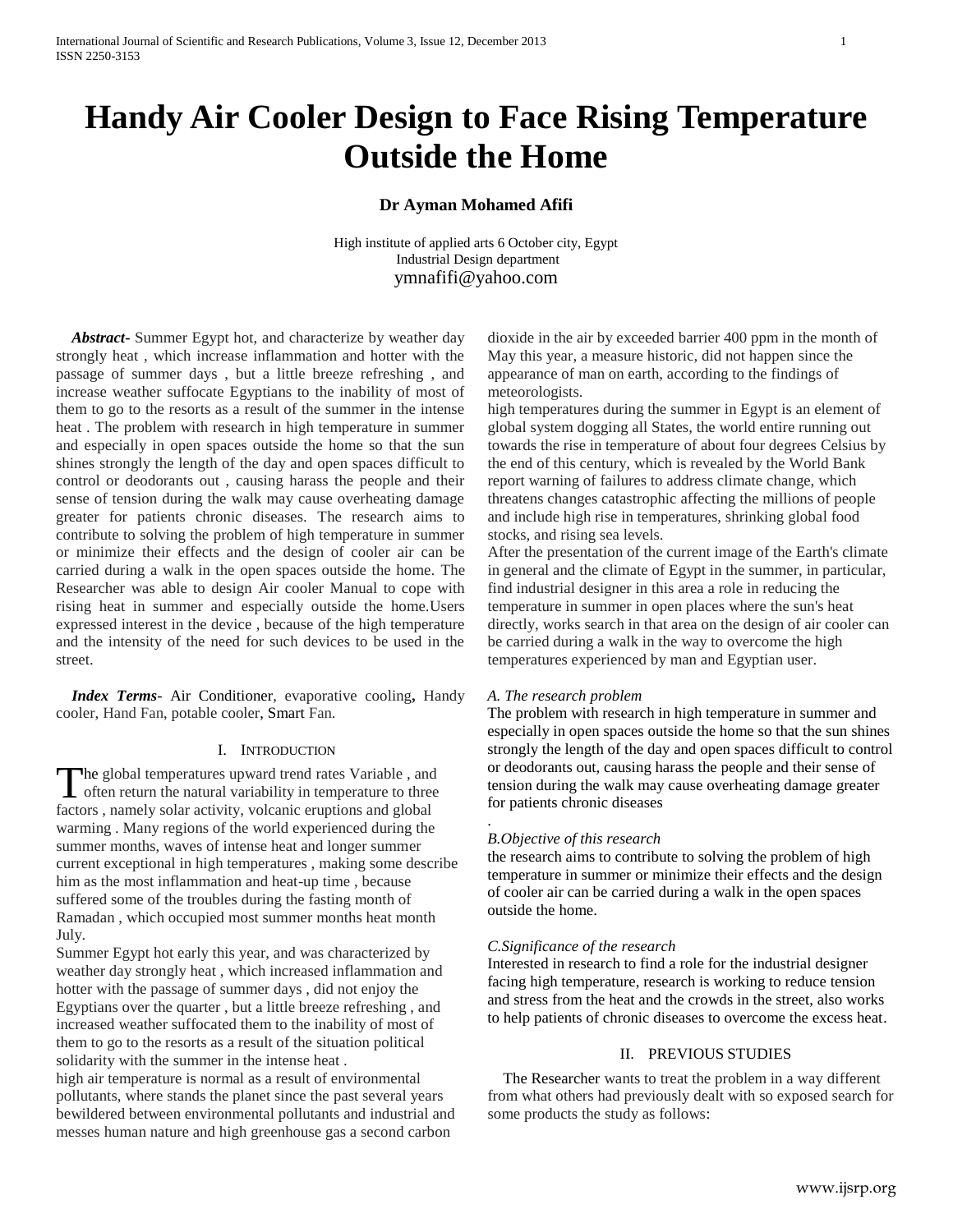# Handy Air Cooler Design to Face Rising Temperature Outside the Home

**Dr Ayman Mohamed Afifi**

High institute of applied arts 6 October city, Egypt
Industrial Design department
ymnafifi@yahoo.com

***Abstract-*** Summer Egypt hot, and characterize by weather day strongly heat , which increase inflammation and hotter with the passage of summer days , but a little breeze refreshing , and increase weather suffocate Egyptians to the inability of most of them to go to the resorts as a result of the summer in the intense heat . The problem with research in high temperature in summer and especially in open spaces outside the home so that the sun shines strongly the length of the day and open spaces difficult to control or deodorants out , causing harass the people and their sense of tension during the walk may cause overheating damage greater for patients chronic diseases. The research aims to contribute to solving the problem of high temperature in summer or minimize their effects and the design of cooler air can be carried during a walk in the open spaces outside the home. The Researcher was able to design Air cooler Manual to cope with rising heat in summer and especially outside the home.Users expressed interest in the device , because of the high temperature and the intensity of the need for such devices to be used in the street.

***Index Terms-*** Air Conditioner, evaporative cooling**,** Handy cooler, Hand Fan, potable cooler, Smart Fan.

## I. Introduction

The global temperatures upward trend rates Variable , and often return the natural variability in temperature to three factors , namely solar activity, volcanic eruptions and global warming . Many regions of the world experienced during the summer months, waves of intense heat and longer summer current exceptional in high temperatures , making some describe him as the most inflammation and heat-up time , because suffered some of the troubles during the fasting month of Ramadan , which occupied most summer months heat month July.

Summer Egypt hot early this year, and was characterized by weather day strongly heat , which increased inflammation and hotter with the passage of summer days , did not enjoy the Egyptians over the quarter , but a little breeze refreshing , and increased weather suffocated them to the inability of most of them to go to the resorts as a result of the situation political solidarity with the summer in the intense heat .

high air temperature is normal as a result of environmental pollutants, where stands the planet since the past several years bewildered between environmental pollutants and industrial and messes human nature and high greenhouse gas a second carbon dioxide in the air by exceeded barrier 400 ppm in the month of May this year, a measure historic, did not happen since the appearance of man on earth, according to the findings of meteorologists.

high temperatures during the summer in Egypt is an element of global system dogging all States, the world entire running out towards the rise in temperature of about four degrees Celsius by the end of this century, which is revealed by the World Bank report warning of failures to address climate change, which threatens changes catastrophic affecting the millions of people and include high rise in temperatures, shrinking global food stocks, and rising sea levels.

After the presentation of the current image of the Earth's climate in general and the climate of Egypt in the summer, in particular, find industrial designer in this area a role in reducing the temperature in summer in open places where the sun's heat directly, works search in that area on the design of air cooler can be carried during a walk in the way to overcome the high temperatures experienced by man and Egyptian user.

### *A. The research problem*

The problem with research in high temperature in summer and especially in open spaces outside the home so that the sun shines strongly the length of the day and open spaces difficult to control or deodorants out, causing harass the people and their sense of tension during the walk may cause overheating damage greater for patients chronic diseases

.

### *B.Objective of this research*

the research aims to contribute to solving the problem of high temperature in summer or minimize their effects and the design of cooler air can be carried during a walk in the open spaces outside the home.

### *C.Significance of the research*

Interested in research to find a role for the industrial designer facing high temperature, research is working to reduce tension and stress from the heat and the crowds in the street, also works to help patients of chronic diseases to overcome the excess heat.

## II. PREVIOUS STUDIES

The Researcher wants to treat the problem in a way different from what others had previously dealt with so exposed search for some products the study as follows: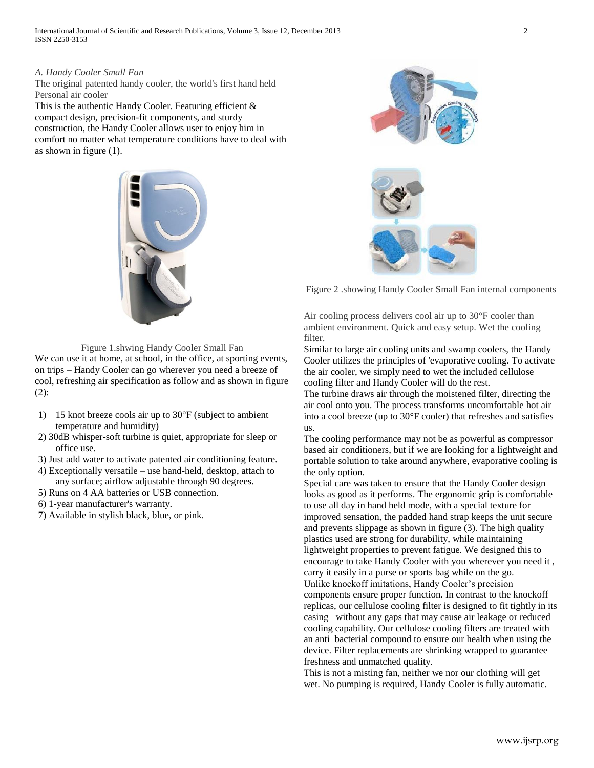*A. Handy Cooler Small Fan*

The original patented handy cooler, the world's first hand held Personal air cooler

This is the authentic Handy Cooler. Featuring efficient & compact design, precision-fit components, and sturdy construction, the Handy Cooler allows user to enjoy him in comfort no matter what temperature conditions have to deal with as shown in figure (1).

Figure 1.shwing Handy Cooler Small Fan

We can use it at home, at school, in the office, at sporting events, on trips – Handy Cooler can go wherever you need a breeze of cool, refreshing air specification as follow and as shown in figure (2):

1) 15 knot breeze cools air up to 30°F (subject to ambient temperature and humidity)
2) 30dB whisper-soft turbine is quiet, appropriate for sleep or office use.
3) Just add water to activate patented air conditioning feature.
4) Exceptionally versatile – use hand-held, desktop, attach to any surface; airflow adjustable through 90 degrees.
5) Runs on 4 AA batteries or USB connection.
6) 1-year manufacturer's warranty.
7) Available in stylish black, blue, or pink.

Figure 2 .showing Handy Cooler Small Fan internal components

Air cooling process delivers cool air up to 30°F cooler than ambient environment. Quick and easy setup. Wet the cooling filter.

Similar to large air cooling units and swamp coolers, the Handy Cooler utilizes the principles of 'evaporative cooling. To activate the air cooler, we simply need to wet the included cellulose cooling filter and Handy Cooler will do the rest.

The turbine draws air through the moistened filter, directing the air cool onto you. The process transforms uncomfortable hot air into a cool breeze (up to 30°F cooler) that refreshes and satisfies us.

The cooling performance may not be as powerful as compressor based air conditioners, but if we are looking for a lightweight and portable solution to take around anywhere, evaporative cooling is the only option.

Special care was taken to ensure that the Handy Cooler design looks as good as it performs. The ergonomic grip is comfortable to use all day in hand held mode, with a special texture for improved sensation, the padded hand strap keeps the unit secure and prevents slippage as shown in figure (3). The high quality plastics used are strong for durability, while maintaining lightweight properties to prevent fatigue. We designed this to encourage to take Handy Cooler with you wherever you need it , carry it easily in a purse or sports bag while on the go.

Unlike knockoff imitations, Handy Cooler's precision components ensure proper function. In contrast to the knockoff replicas, our cellulose cooling filter is designed to fit tightly in its casing without any gaps that may cause air leakage or reduced cooling capability. Our cellulose cooling filters are treated with an anti bacterial compound to ensure our health when using the device. Filter replacements are shrinking wrapped to guarantee freshness and unmatched quality.

This is not a misting fan, neither we nor our clothing will get wet. No pumping is required, Handy Cooler is fully automatic.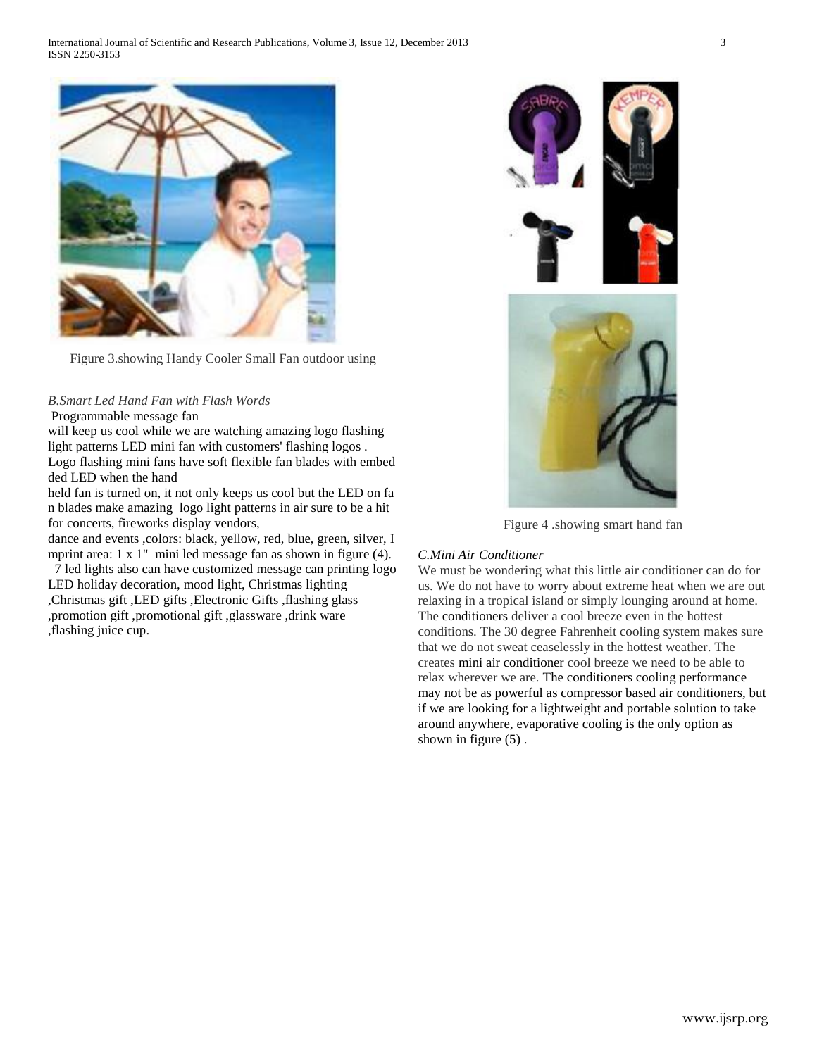Figure 3.showing Handy Cooler Small Fan outdoor using

*B.Smart Led Hand Fan with Flash Words*

Programmable message fan

will keep us cool while we are watching amazing logo flashing light patterns LED mini fan with customers' flashing logos . Logo flashing mini fans have soft flexible fan blades with embed ded LED when the hand

held fan is turned on, it not only keeps us cool but the LED on fa n blades make amazing logo light patterns in air sure to be a hit for concerts, fireworks display vendors,

dance and events ,colors: black, yellow, red, blue, green, silver, I mprint area: 1 x 1" mini led message fan as shown in figure (4).

7 led lights also can have customized message can printing logo LED holiday decoration, mood light, Christmas lighting ,Christmas gift ,LED gifts ,Electronic Gifts ,flashing glass ,promotion gift ,promotional gift ,glassware ,drink ware ,flashing juice cup.

Figure 4 .showing smart hand fan

*C.Mini Air Conditioner*

We must be wondering what this little air conditioner can do for us. We do not have to worry about extreme heat when we are out relaxing in a tropical island or simply lounging around at home. The conditioners deliver a cool breeze even in the hottest conditions. The 30 degree Fahrenheit cooling system makes sure that we do not sweat ceaselessly in the hottest weather. The creates mini air conditioner cool breeze we need to be able to relax wherever we are. The conditioners cooling performance may not be as powerful as compressor based air conditioners, but if we are looking for a lightweight and portable solution to take around anywhere, evaporative cooling is the only option as shown in figure (5) .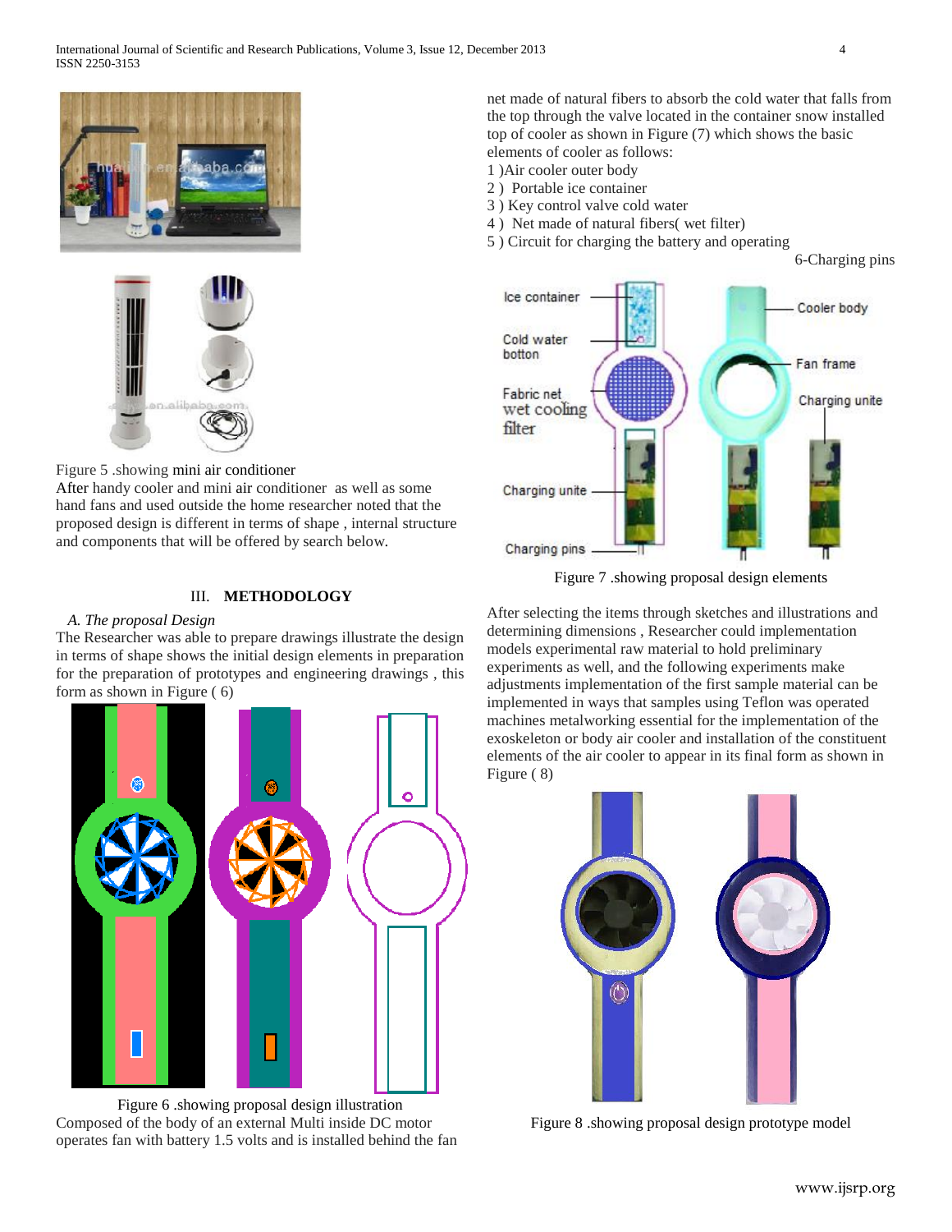Figure 5 .showing mini air conditioner

After handy cooler and mini air conditioner as well as some hand fans and used outside the home researcher noted that the proposed design is different in terms of shape , internal structure and components that will be offered by search below.

## III. METHODOLOGY

### *A. The proposal Design*

The Researcher was able to prepare drawings illustrate the design in terms of shape shows the initial design elements in preparation for the preparation of prototypes and engineering drawings , this form as shown in Figure ( 6)

Figure 6 .showing proposal design illustration

Composed of the body of an external Multi inside DC motor operates fan with battery 1.5 volts and is installed behind the fan net made of natural fibers to absorb the cold water that falls from the top through the valve located in the container snow installed top of cooler as shown in Figure (7) which shows the basic elements of cooler as follows:

1 )Air cooler outer body
2 ) Portable ice container
3 ) Key control valve cold water
4 ) Net made of natural fibers( wet filter)
5 ) Circuit for charging the battery and operating
6-Charging pins

Figure 7 .showing proposal design elements

After selecting the items through sketches and illustrations and determining dimensions , Researcher could implementation models experimental raw material to hold preliminary experiments as well, and the following experiments make adjustments implementation of the first sample material can be implemented in ways that samples using Teflon was operated machines metalworking essential for the implementation of the exoskeleton or body air cooler and installation of the constituent elements of the air cooler to appear in its final form as shown in Figure ( 8)

Figure 8 .showing proposal design prototype model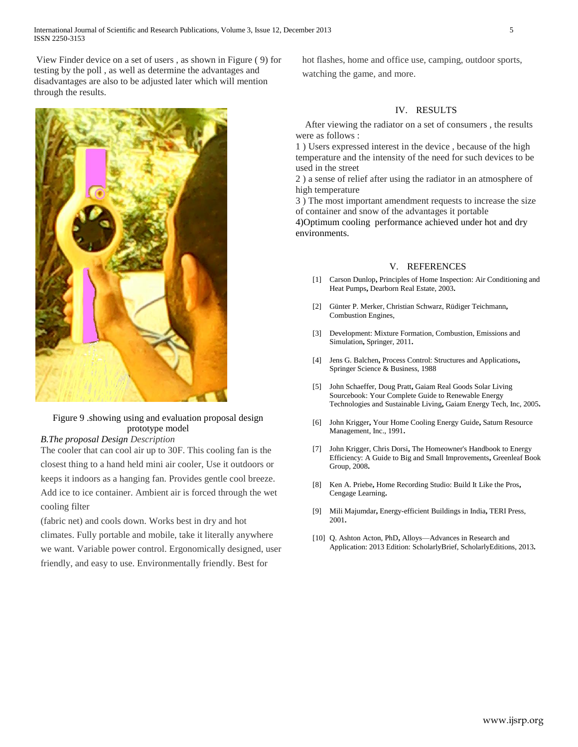View Finder device on a set of users , as shown in Figure ( 9) for testing by the poll , as well as determine the advantages and disadvantages are also to be adjusted later which will mention through the results.

Figure 9 .showing using and evaluation proposal design prototype model

*B.The proposal Design Description*

The cooler that can cool air up to 30F. This cooling fan is the closest thing to a hand held mini air cooler, Use it outdoors or keeps it indoors as a hanging fan. Provides gentle cool breeze. Add ice to ice container. Ambient air is forced through the wet cooling filter

(fabric net) and cools down. Works best in dry and hot climates. Fully portable and mobile, take it literally anywhere we want. Variable power control. Ergonomically designed, user friendly, and easy to use. Environmentally friendly. Best for hot flashes, home and office use, camping, outdoor sports, watching the game, and more.

## IV. RESULTS

After viewing the radiator on a set of consumers , the results were as follows :

1 ) Users expressed interest in the device , because of the high temperature and the intensity of the need for such devices to be used in the street

2 ) a sense of relief after using the radiator in an atmosphere of high temperature

3 ) The most important amendment requests to increase the size of container and snow of the advantages it portable

4)Optimum cooling performance achieved under hot and dry environments.

## V. REFERENCES

[1] Carson Dunlop, Principles of Home Inspection: Air Conditioning and Heat Pumps, Dearborn Real Estate, 2003.

[2] Günter P. Merker, Christian Schwarz, Rüdiger Teichmann, Combustion Engines,

[3] Development: Mixture Formation, Combustion, Emissions and Simulation, Springer, 2011.

[4] Jens G. Balchen, Process Control: Structures and Applications, Springer Science & Business, 1988

[5] John Schaeffer, Doug Pratt, Gaiam Real Goods Solar Living Sourcebook: Your Complete Guide to Renewable Energy Technologies and Sustainable Living, Gaiam Energy Tech, Inc, 2005.

[6] John Krigger, Your Home Cooling Energy Guide, Saturn Resource Management, Inc., 1991.

[7] John Krigger, Chris Dorsi, The Homeowner's Handbook to Energy Efficiency: A Guide to Big and Small Improvements, Greenleaf Book Group, 2008.

[8] Ken A. Priebe, Home Recording Studio: Build It Like the Pros, Cengage Learning.

[9] Mili Majumdar, Energy-efficient Buildings in India, TERI Press, 2001.

[10] Q. Ashton Acton, PhD, Alloys—Advances in Research and Application: 2013 Edition: ScholarlyBrief, ScholarlyEditions, 2013.